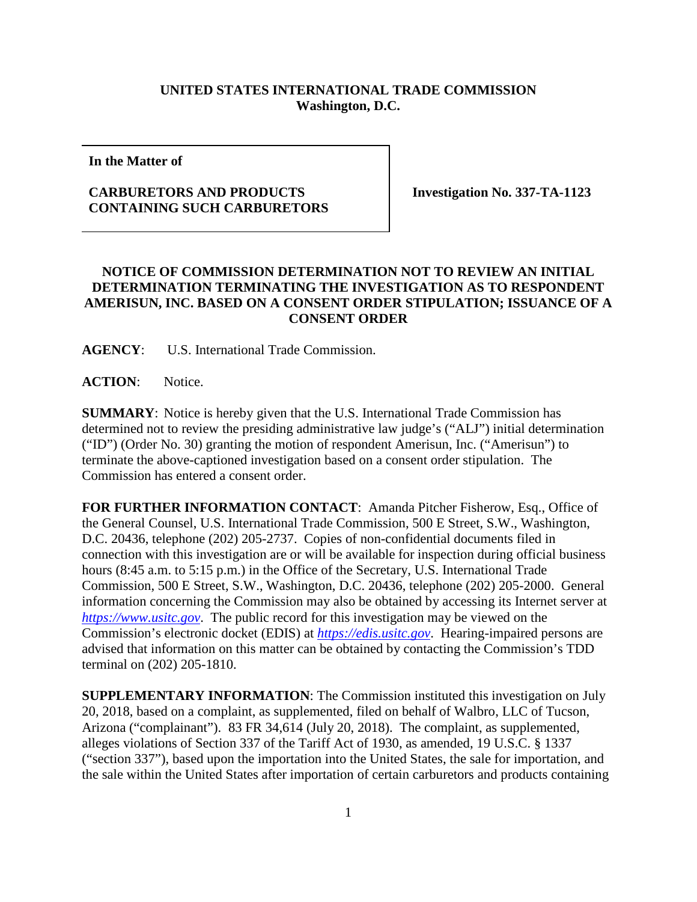**UNITED STATES INTERNATIONAL TRADE COMMISSION**
**Washington, D.C.**

| **In the Matter of**<br><br>**CARBURETORS AND PRODUCTS CONTAINING SUCH CARBURETORS** | **Investigation No. 337-TA-1123** |
|---|---|

**NOTICE OF COMMISSION DETERMINATION NOT TO REVIEW AN INITIAL DETERMINATION TERMINATING THE INVESTIGATION AS TO RESPONDENT AMERISUN, INC. BASED ON A CONSENT ORDER STIPULATION; ISSUANCE OF A CONSENT ORDER**

**AGENCY**: U.S. International Trade Commission.

**ACTION**: Notice.

**SUMMARY**: Notice is hereby given that the U.S. International Trade Commission has determined not to review the presiding administrative law judge's ("ALJ") initial determination ("ID") (Order No. 30) granting the motion of respondent Amerisun, Inc. ("Amerisun") to terminate the above-captioned investigation based on a consent order stipulation. The Commission has entered a consent order.

**FOR FURTHER INFORMATION CONTACT**: Amanda Pitcher Fisherow, Esq., Office of the General Counsel, U.S. International Trade Commission, 500 E Street, S.W., Washington, D.C. 20436, telephone (202) 205-2737. Copies of non-confidential documents filed in connection with this investigation are or will be available for inspection during official business hours (8:45 a.m. to 5:15 p.m.) in the Office of the Secretary, U.S. International Trade Commission, 500 E Street, S.W., Washington, D.C. 20436, telephone (202) 205-2000. General information concerning the Commission may also be obtained by accessing its Internet server at *https://www.usitc.gov*. The public record for this investigation may be viewed on the Commission's electronic docket (EDIS) at *https://edis.usitc.gov*. Hearing-impaired persons are advised that information on this matter can be obtained by contacting the Commission's TDD terminal on (202) 205-1810.

**SUPPLEMENTARY INFORMATION**: The Commission instituted this investigation on July 20, 2018, based on a complaint, as supplemented, filed on behalf of Walbro, LLC of Tucson, Arizona ("complainant"). 83 FR 34,614 (July 20, 2018). The complaint, as supplemented, alleges violations of Section 337 of the Tariff Act of 1930, as amended, 19 U.S.C. § 1337 ("section 337"), based upon the importation into the United States, the sale for importation, and the sale within the United States after importation of certain carburetors and products containing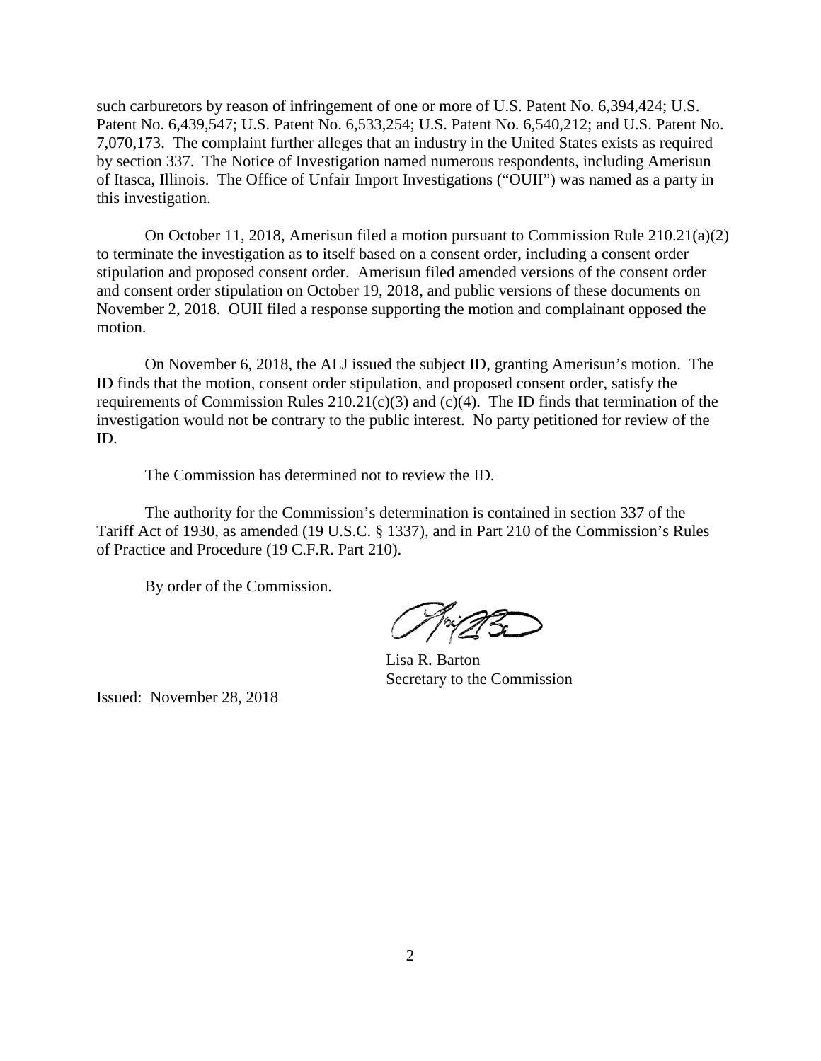such carburetors by reason of infringement of one or more of U.S. Patent No. 6,394,424; U.S. Patent No. 6,439,547; U.S. Patent No. 6,533,254; U.S. Patent No. 6,540,212; and U.S. Patent No. 7,070,173. The complaint further alleges that an industry in the United States exists as required by section 337. The Notice of Investigation named numerous respondents, including Amerisun of Itasca, Illinois. The Office of Unfair Import Investigations ("OUII") was named as a party in this investigation.

On October 11, 2018, Amerisun filed a motion pursuant to Commission Rule 210.21(a)(2) to terminate the investigation as to itself based on a consent order, including a consent order stipulation and proposed consent order. Amerisun filed amended versions of the consent order and consent order stipulation on October 19, 2018, and public versions of these documents on November 2, 2018. OUII filed a response supporting the motion and complainant opposed the motion.

On November 6, 2018, the ALJ issued the subject ID, granting Amerisun's motion. The ID finds that the motion, consent order stipulation, and proposed consent order, satisfy the requirements of Commission Rules 210.21(c)(3) and (c)(4). The ID finds that termination of the investigation would not be contrary to the public interest. No party petitioned for review of the ID.

The Commission has determined not to review the ID.

The authority for the Commission's determination is contained in section 337 of the Tariff Act of 1930, as amended (19 U.S.C. § 1337), and in Part 210 of the Commission's Rules of Practice and Procedure (19 C.F.R. Part 210).

By order of the Commission.

Lisa R. Barton
Secretary to the Commission

Issued: November 28, 2018